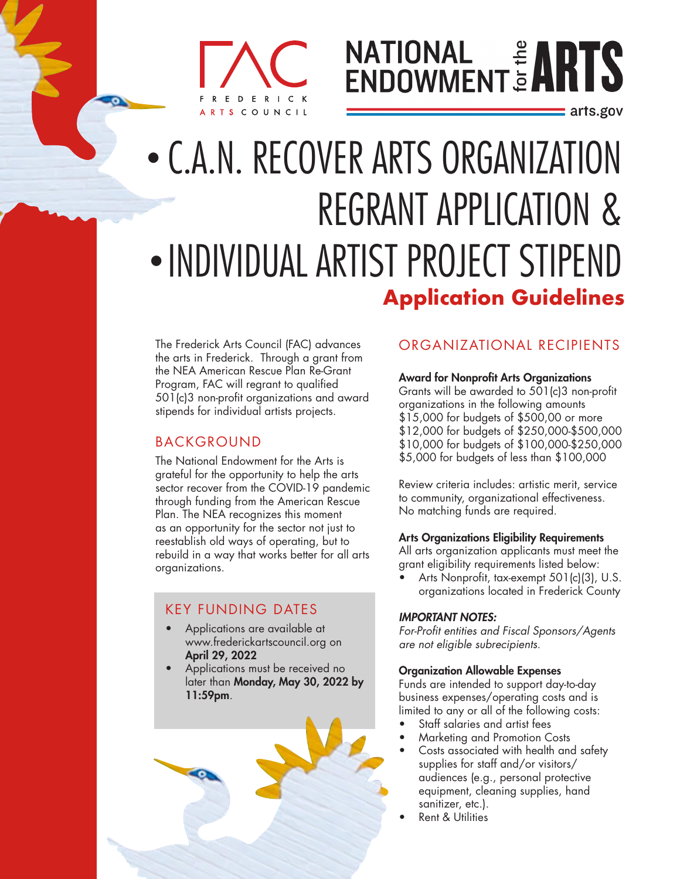FREDERICK ARTS COUNCIL

NATIONAL ENDOWMENT for the ARTS
arts.gov

# • C.A.N. RECOVER ARTS ORGANIZATION REGRANT APPLICATION & • INDIVIDUAL ARTIST PROJECT STIPEND

## Application Guidelines

The Frederick Arts Council (FAC) advances the arts in Frederick. Through a grant from the NEA American Rescue Plan Re-Grant Program, FAC will regrant to qualified 501(c)3 non-profit organizations and award stipends for individual artists projects.

## BACKGROUND

The National Endowment for the Arts is grateful for the opportunity to help the arts sector recover from the COVID-19 pandemic through funding from the American Rescue Plan. The NEA recognizes this moment as an opportunity for the sector not just to reestablish old ways of operating, but to rebuild in a way that works better for all arts organizations.

## KEY FUNDING DATES

- Applications are available at www.frederickartscouncil.org on **April 29, 2022**
- Applications must be received no later than **Monday, May 30, 2022 by 11:59pm**.

## ORGANIZATIONAL RECIPIENTS

**Award for Nonprofit Arts Organizations**
Grants will be awarded to 501(c)3 non-profit organizations in the following amounts
$15,000 for budgets of $500,00 or more
$12,000 for budgets of $250,000-$500,000
$10,000 for budgets of $100,000-$250,000
$5,000 for budgets of less than $100,000

Review criteria includes: artistic merit, service to community, organizational effectiveness. No matching funds are required.

**Arts Organizations Eligibility Requirements**
All arts organization applicants must meet the grant eligibility requirements listed below:

- Arts Nonprofit, tax-exempt 501(c)(3), U.S. organizations located in Frederick County

***IMPORTANT NOTES:***
*For-Profit entities and Fiscal Sponsors/Agents are not eligible subrecipients.*

**Organization Allowable Expenses**
Funds are intended to support day-to-day business expenses/operating costs and is limited to any or all of the following costs:

- Staff salaries and artist fees
- Marketing and Promotion Costs
- Costs associated with health and safety supplies for staff and/or visitors/ audiences (e.g., personal protective equipment, cleaning supplies, hand sanitizer, etc.).
- Rent & Utilities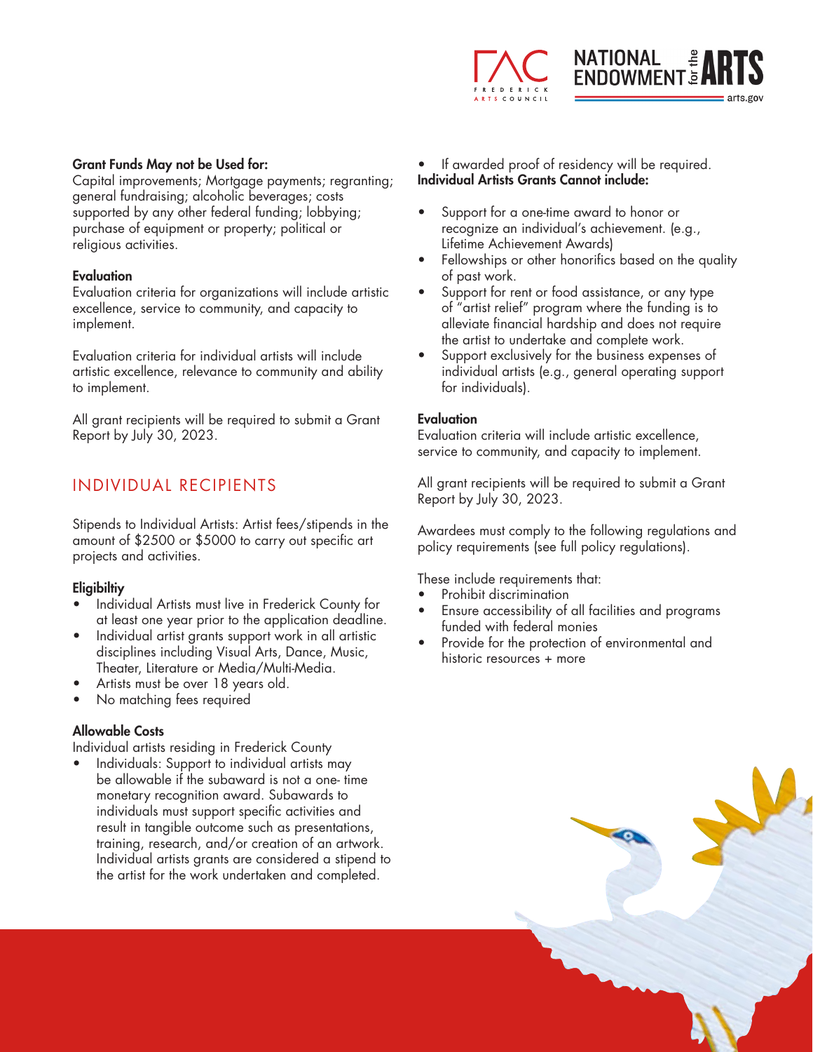**Grant Funds May not be Used for:**
Capital improvements; Mortgage payments; regranting; general fundraising; alcoholic beverages; costs supported by any other federal funding; lobbying; purchase of equipment or property; political or religious activities.

**Evaluation**
Evaluation criteria for organizations will include artistic excellence, service to community, and capacity to implement.

Evaluation criteria for individual artists will include artistic excellence, relevance to community and ability to implement.

All grant recipients will be required to submit a Grant Report by July 30, 2023.

## INDIVIDUAL RECIPIENTS

Stipends to Individual Artists: Artist fees/stipends in the amount of $2500 or $5000 to carry out specific art projects and activities.

**Eligibiltiy**
- Individual Artists must live in Frederick County for at least one year prior to the application deadline.
- Individual artist grants support work in all artistic disciplines including Visual Arts, Dance, Music, Theater, Literature or Media/Multi-Media.
- Artists must be over 18 years old.
- No matching fees required

**Allowable Costs**
Individual artists residing in Frederick County
- Individuals: Support to individual artists may be allowable if the subaward is not a one- time monetary recognition award. Subawards to individuals must support specific activities and result in tangible outcome such as presentations, training, research, and/or creation of an artwork. Individual artists grants are considered a stipend to the artist for the work undertaken and completed.
- If awarded proof of residency will be required.

**Individual Artists Grants Cannot include:**

- Support for a one-time award to honor or recognize an individual's achievement. (e.g., Lifetime Achievement Awards)
- Fellowships or other honorifics based on the quality of past work.
- Support for rent or food assistance, or any type of "artist relief" program where the funding is to alleviate financial hardship and does not require the artist to undertake and complete work.
- Support exclusively for the business expenses of individual artists (e.g., general operating support for individuals).

**Evaluation**
Evaluation criteria will include artistic excellence, service to community, and capacity to implement.

All grant recipients will be required to submit a Grant Report by July 30, 2023.

Awardees must comply to the following regulations and policy requirements (see full policy regulations).

These include requirements that:
- Prohibit discrimination
- Ensure accessibility of all facilities and programs funded with federal monies
- Provide for the protection of environmental and historic resources + more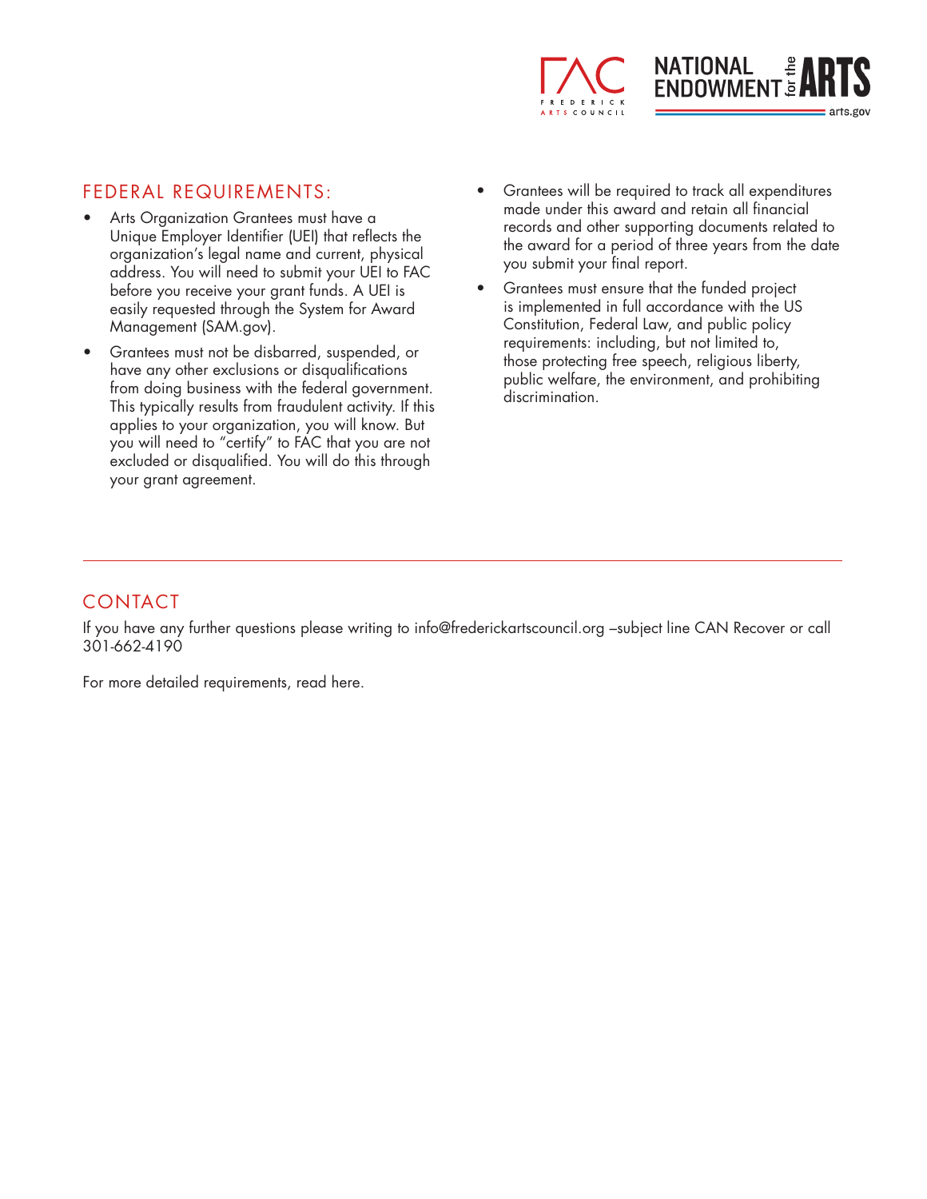## FEDERAL REQUIREMENTS:

- Arts Organization Grantees must have a Unique Employer Identifier (UEI) that reflects the organization's legal name and current, physical address. You will need to submit your UEI to FAC before you receive your grant funds. A UEI is easily requested through the System for Award Management (SAM.gov).
- Grantees must not be disbarred, suspended, or have any other exclusions or disqualifications from doing business with the federal government. This typically results from fraudulent activity. If this applies to your organization, you will know. But you will need to "certify" to FAC that you are not excluded or disqualified. You will do this through your grant agreement.
- Grantees will be required to track all expenditures made under this award and retain all financial records and other supporting documents related to the award for a period of three years from the date you submit your final report.
- Grantees must ensure that the funded project is implemented in full accordance with the US Constitution, Federal Law, and public policy requirements: including, but not limited to, those protecting free speech, religious liberty, public welfare, the environment, and prohibiting discrimination.

---

## CONTACT

If you have any further questions please writing to info@frederickartscouncil.org –subject line CAN Recover or call 301-662-4190

For more detailed requirements, read here.